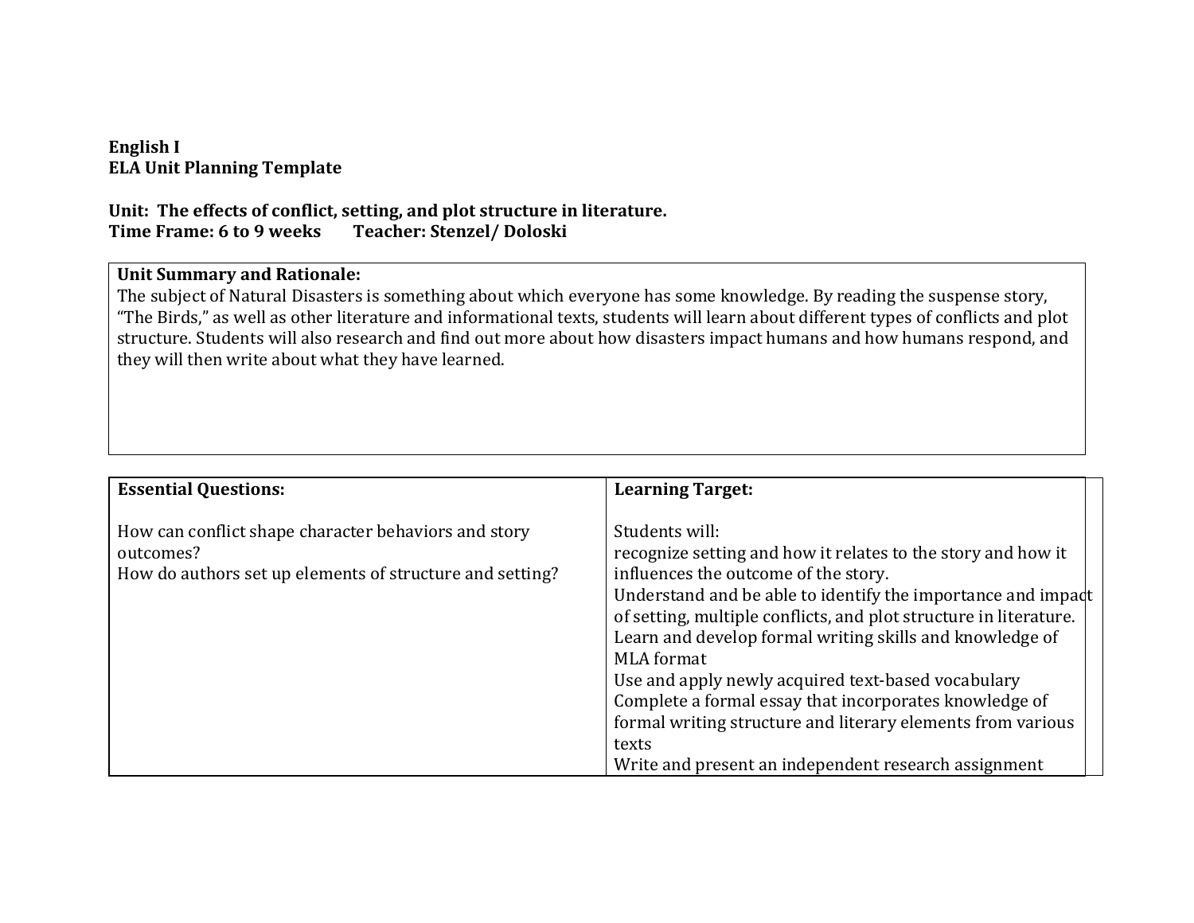**English I**
**ELA Unit Planning Template**

**Unit: The effects of conflict, setting, and plot structure in literature.**
**Time Frame: 6 to 9 weeks    Teacher: Stenzel/ Doloski**

| **Unit Summary and Rationale:** |
|---|
| The subject of Natural Disasters is something about which everyone has some knowledge. By reading the suspense story, "The Birds," as well as other literature and informational texts, students will learn about different types of conflicts and plot structure. Students will also research and find out more about how disasters impact humans and how humans respond, and they will then write about what they have learned. |

| **Essential Questions:** | **Learning Target:** |
|---|---|
| How can conflict shape character behaviors and story outcomes?<br>How do authors set up elements of structure and setting? | Students will:<br>recognize setting and how it relates to the story and how it influences the outcome of the story.<br>Understand and be able to identify the importance and impact of setting, multiple conflicts, and plot structure in literature.<br>Learn and develop formal writing skills and knowledge of MLA format<br>Use and apply newly acquired text-based vocabulary<br>Complete a formal essay that incorporates knowledge of formal writing structure and literary elements from various texts<br>Write and present an independent research assignment |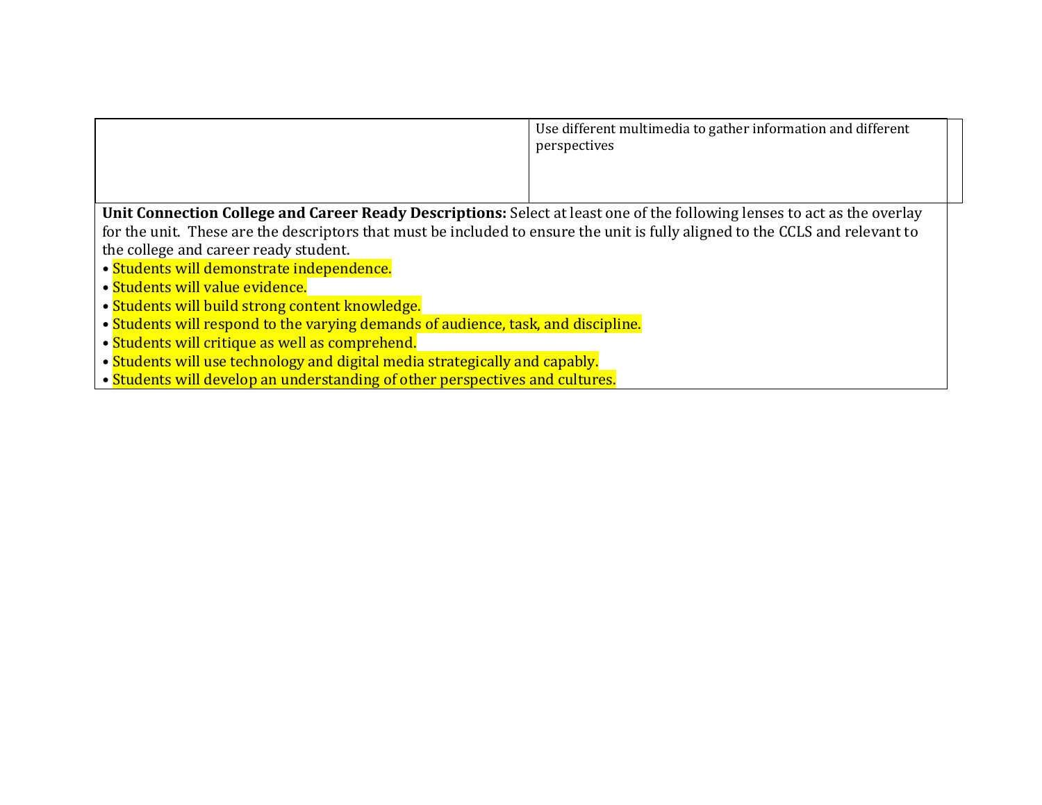| | |
|---|---|
| | Use different multimedia to gather information and different perspectives |

**Unit Connection College and Career Ready Descriptions:** Select at least one of the following lenses to act as the overlay for the unit. These are the descriptors that must be included to ensure the unit is fully aligned to the CCLS and relevant to the college and career ready student.

- Students will demonstrate independence.
- Students will value evidence.
- Students will build strong content knowledge.
- Students will respond to the varying demands of audience, task, and discipline.
- Students will critique as well as comprehend.
- Students will use technology and digital media strategically and capably.
- Students will develop an understanding of other perspectives and cultures.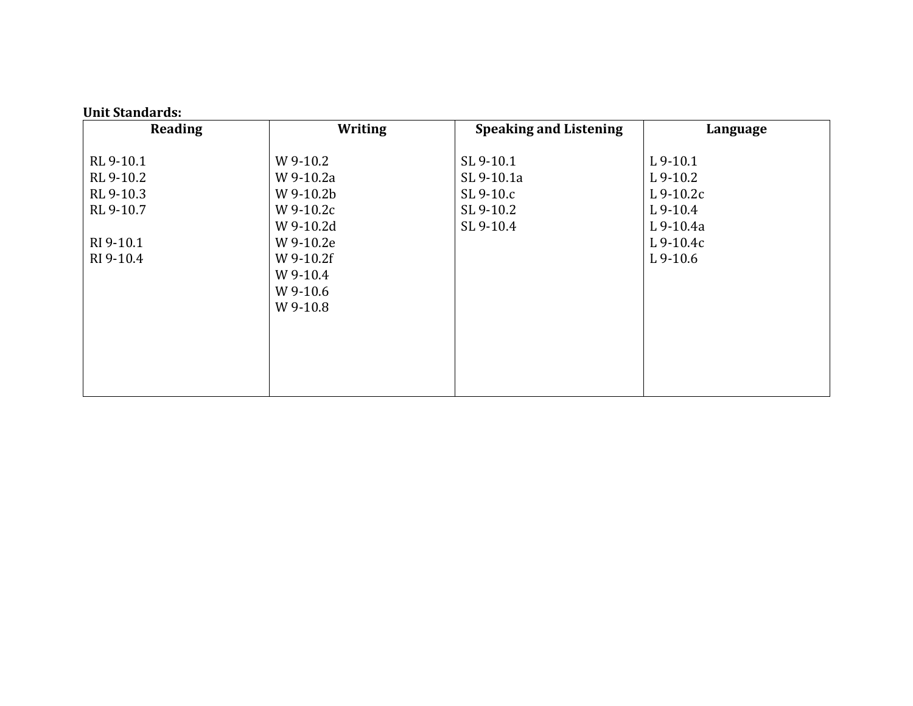**Unit Standards:**

| Reading | Writing | Speaking and Listening | Language |
|---|---|---|---|
| RL 9-10.1<br>RL 9-10.2<br>RL 9-10.3<br>RL 9-10.7<br><br>RI 9-10.1<br>RI 9-10.4 | W 9-10.2<br>W 9-10.2a<br>W 9-10.2b<br>W 9-10.2c<br>W 9-10.2d<br>W 9-10.2e<br>W 9-10.2f<br>W 9-10.4<br>W 9-10.6<br>W 9-10.8 | SL 9-10.1<br>SL 9-10.1a<br>SL 9-10.c<br>SL 9-10.2<br>SL 9-10.4 | L 9-10.1<br>L 9-10.2<br>L 9-10.2c<br>L 9-10.4<br>L 9-10.4a<br>L 9-10.4c<br>L 9-10.6 |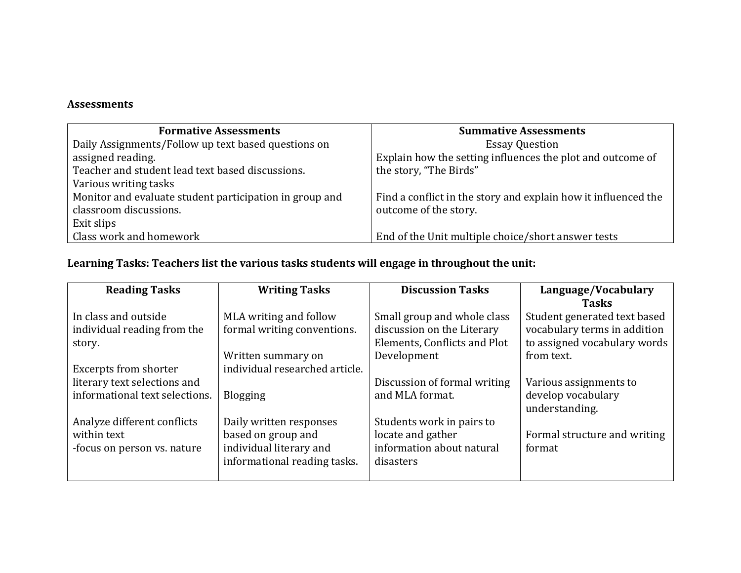**Assessments**

| Formative Assessments | Summative Assessments |
|---|---|
| Daily Assignments/Follow up text based questions on assigned reading.<br>Teacher and student lead text based discussions.<br>Various writing tasks<br>Monitor and evaluate student participation in group and classroom discussions.<br>Exit slips<br>Class work and homework | Essay Question<br>Explain how the setting influences the plot and outcome of the story, "The Birds"<br><br>Find a conflict in the story and explain how it influenced the outcome of the story.<br><br>End of the Unit multiple choice/short answer tests |

**Learning Tasks: Teachers list the various tasks students will engage in throughout the unit:**

| Reading Tasks | Writing Tasks | Discussion Tasks | Language/Vocabulary Tasks |
|---|---|---|---|
| In class and outside individual reading from the story.<br><br>Excerpts from shorter literary text selections and informational text selections.<br><br>Analyze different conflicts within text<br>-focus on person vs. nature | MLA writing and follow formal writing conventions.<br><br>Written summary on individual researched article.<br><br>Blogging<br><br>Daily written responses based on group and individual literary and informational reading tasks. | Small group and whole class discussion on the Literary Elements, Conflicts and Plot Development<br><br>Discussion of formal writing and MLA format.<br><br>Students work in pairs to locate and gather information about natural disasters | Student generated text based vocabulary terms in addition to assigned vocabulary words from text.<br><br>Various assignments to develop vocabulary understanding.<br><br>Formal structure and writing format |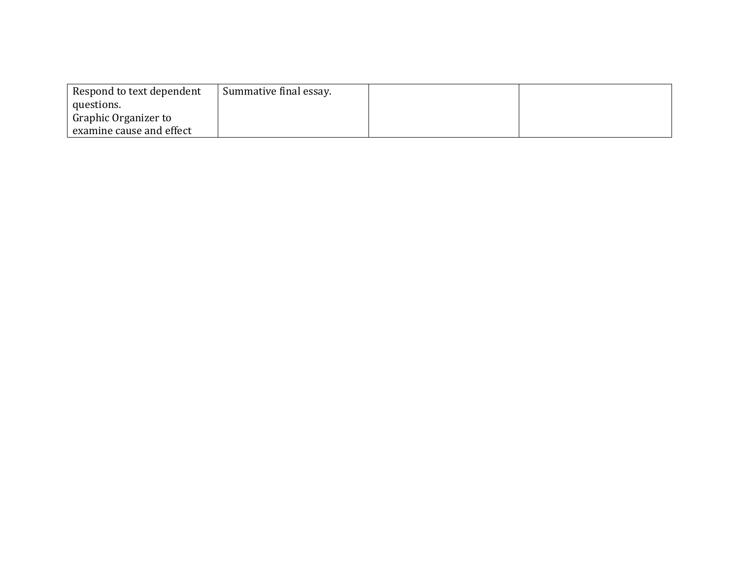| | | | |
|---|---|---|---|
| Respond to text dependent questions.<br>Graphic Organizer to examine cause and effect | Summative final essay. | | |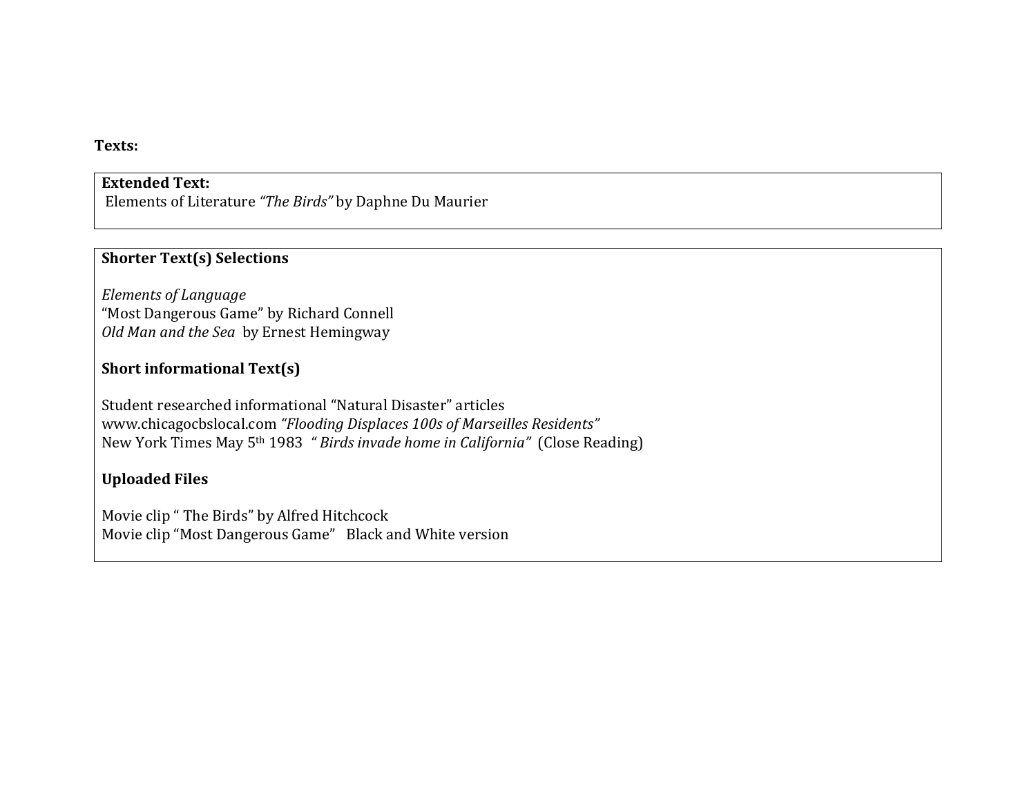**Texts:**

**Extended Text:**
Elements of Literature *"The Birds"* by Daphne Du Maurier

**Shorter Text(s) Selections**

*Elements of Language*
"Most Dangerous Game" by Richard Connell
*Old Man and the Sea* by Ernest Hemingway

**Short informational Text(s)**

Student researched informational "Natural Disaster" articles
www.chicagocbslocal.com *"Flooding Displaces 100s of Marseilles Residents"*
New York Times May 5th 1983 *" Birds invade home in California"* (Close Reading)

**Uploaded Files**

Movie clip " The Birds" by Alfred Hitchcock
Movie clip "Most Dangerous Game" Black and White version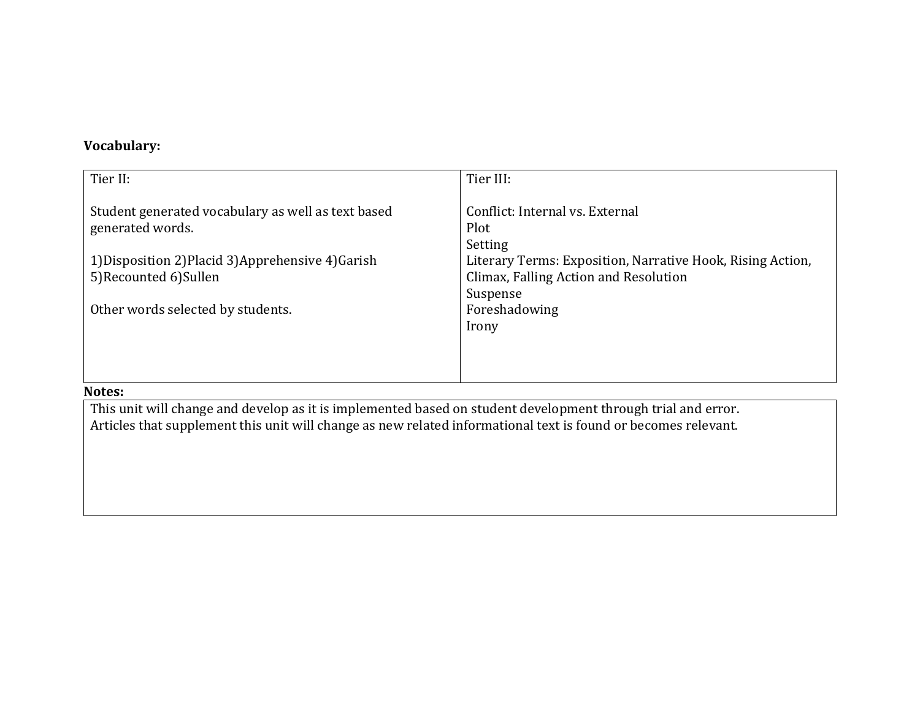**Vocabulary:**

| Tier II: | Tier III: |
|---|---|
| Student generated vocabulary as well as text based generated words.<br><br>1)Disposition 2)Placid 3)Apprehensive 4)Garish 5)Recounted 6)Sullen<br><br>Other words selected by students. | Conflict: Internal vs. External<br>Plot<br>Setting<br>Literary Terms: Exposition, Narrative Hook, Rising Action, Climax, Falling Action and Resolution<br>Suspense<br>Foreshadowing<br>Irony |

**Notes:**

| |
|---|
| This unit will change and develop as it is implemented based on student development through trial and error.<br>Articles that supplement this unit will change as new related informational text is found or becomes relevant. |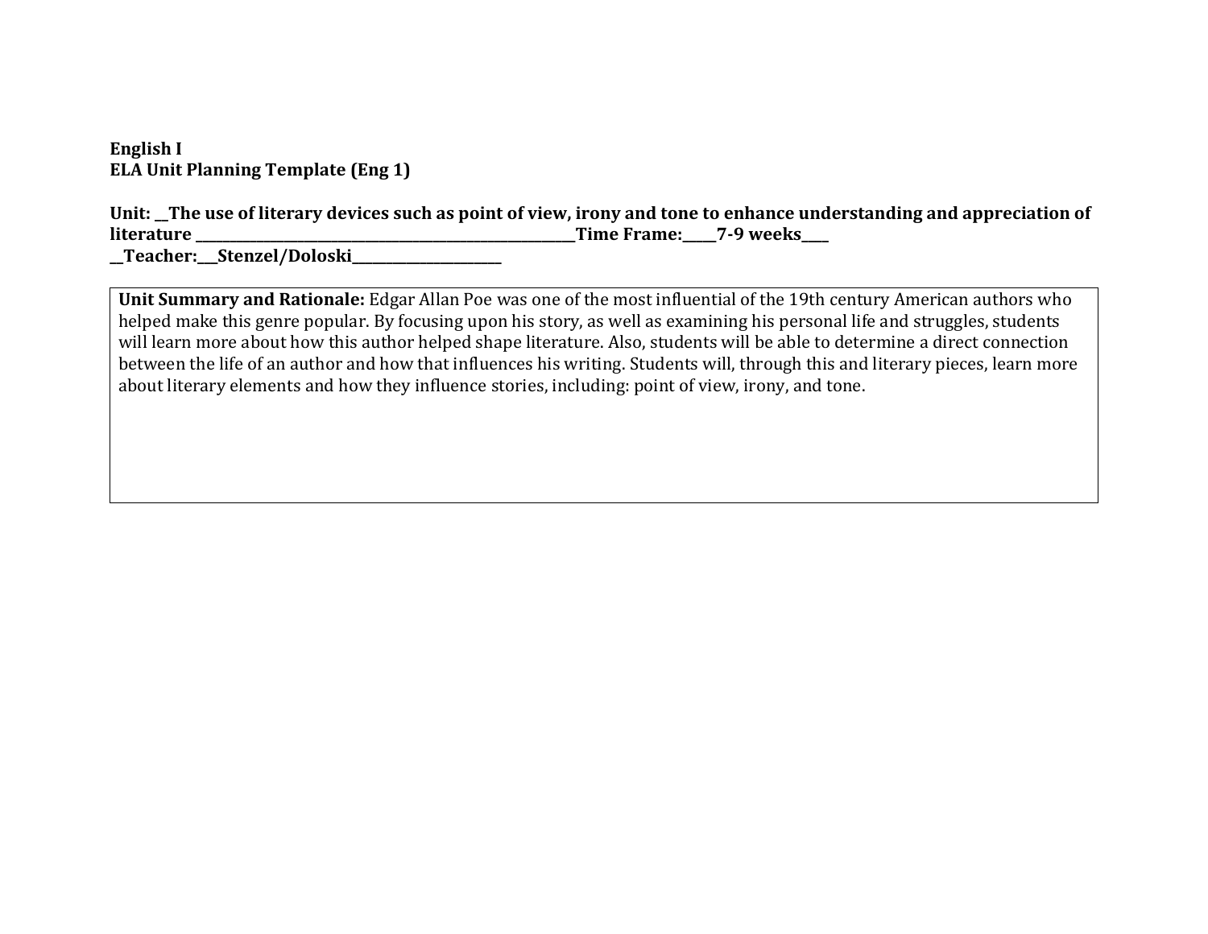**English I**
**ELA Unit Planning Template (Eng 1)**

**Unit: __The use of literary devices such as point of view, irony and tone to enhance understanding and appreciation of literature ______________________________________________________Time Frame:_____7-9 weeks____**
**__Teacher:___Stenzel/Doloski_______________________**

| **Unit Summary and Rationale:** Edgar Allan Poe was one of the most influential of the 19th century American authors who helped make this genre popular. By focusing upon his story, as well as examining his personal life and struggles, students will learn more about how this author helped shape literature. Also, students will be able to determine a direct connection between the life of an author and how that influences his writing. Students will, through this and literary pieces, learn more about literary elements and how they influence stories, including: point of view, irony, and tone. |
|---|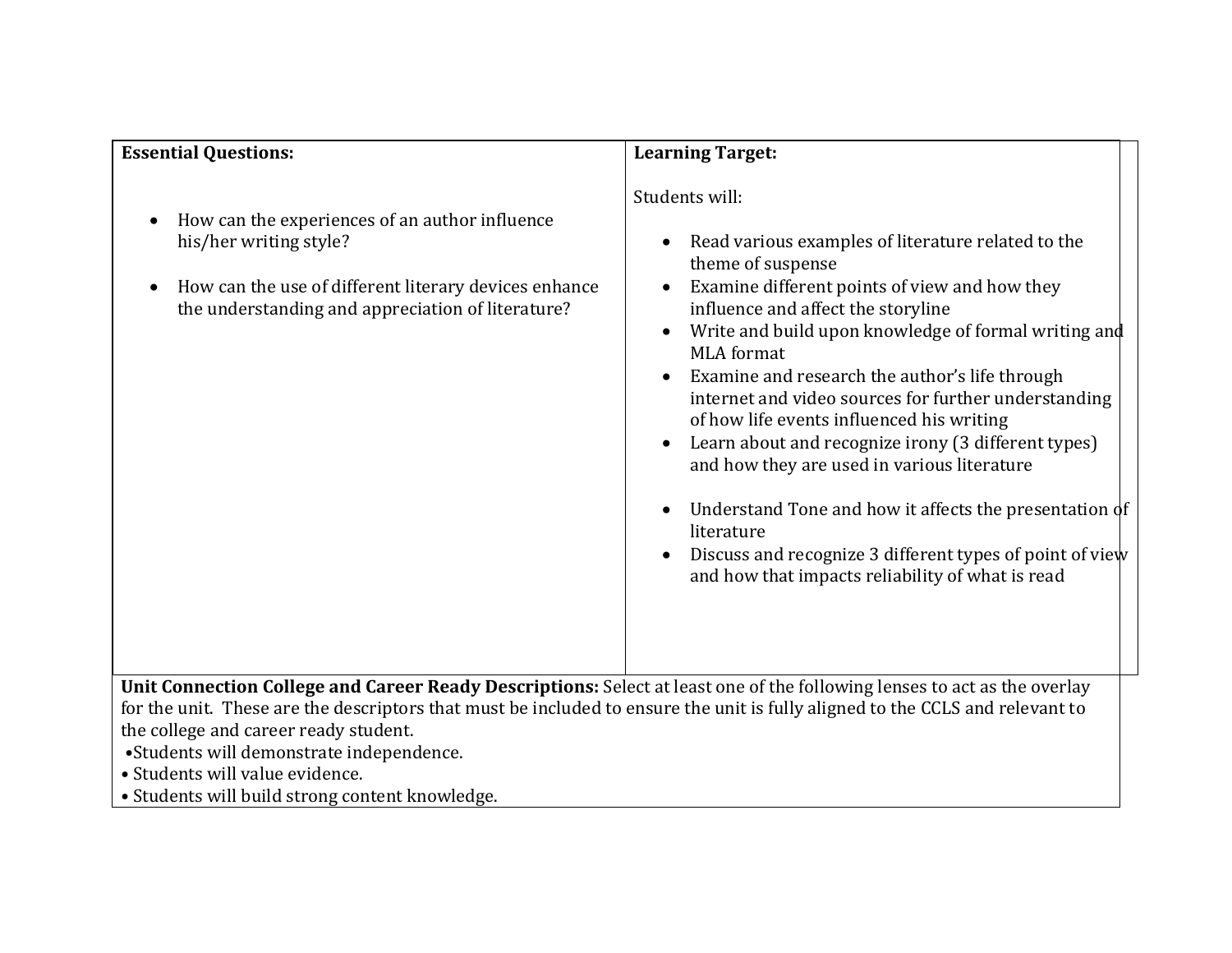| **Essential Questions:** | **Learning Target:** |
|---|---|
| • How can the experiences of an author influence his/her writing style?<br><br>• How can the use of different literary devices enhance the understanding and appreciation of literature? | Students will:<br><br>• Read various examples of literature related to the theme of suspense<br>• Examine different points of view and how they influence and affect the storyline<br>• Write and build upon knowledge of formal writing and MLA format<br>• Examine and research the author's life through internet and video sources for further understanding of how life events influenced his writing<br>• Learn about and recognize irony (3 different types) and how they are used in various literature<br><br>• Understand Tone and how it affects the presentation of literature<br>• Discuss and recognize 3 different types of point of view and how that impacts reliability of what is read |

**Unit Connection College and Career Ready Descriptions:** Select at least one of the following lenses to act as the overlay for the unit. These are the descriptors that must be included to ensure the unit is fully aligned to the CCLS and relevant to the college and career ready student.

- Students will demonstrate independence.
- Students will value evidence.
- Students will build strong content knowledge.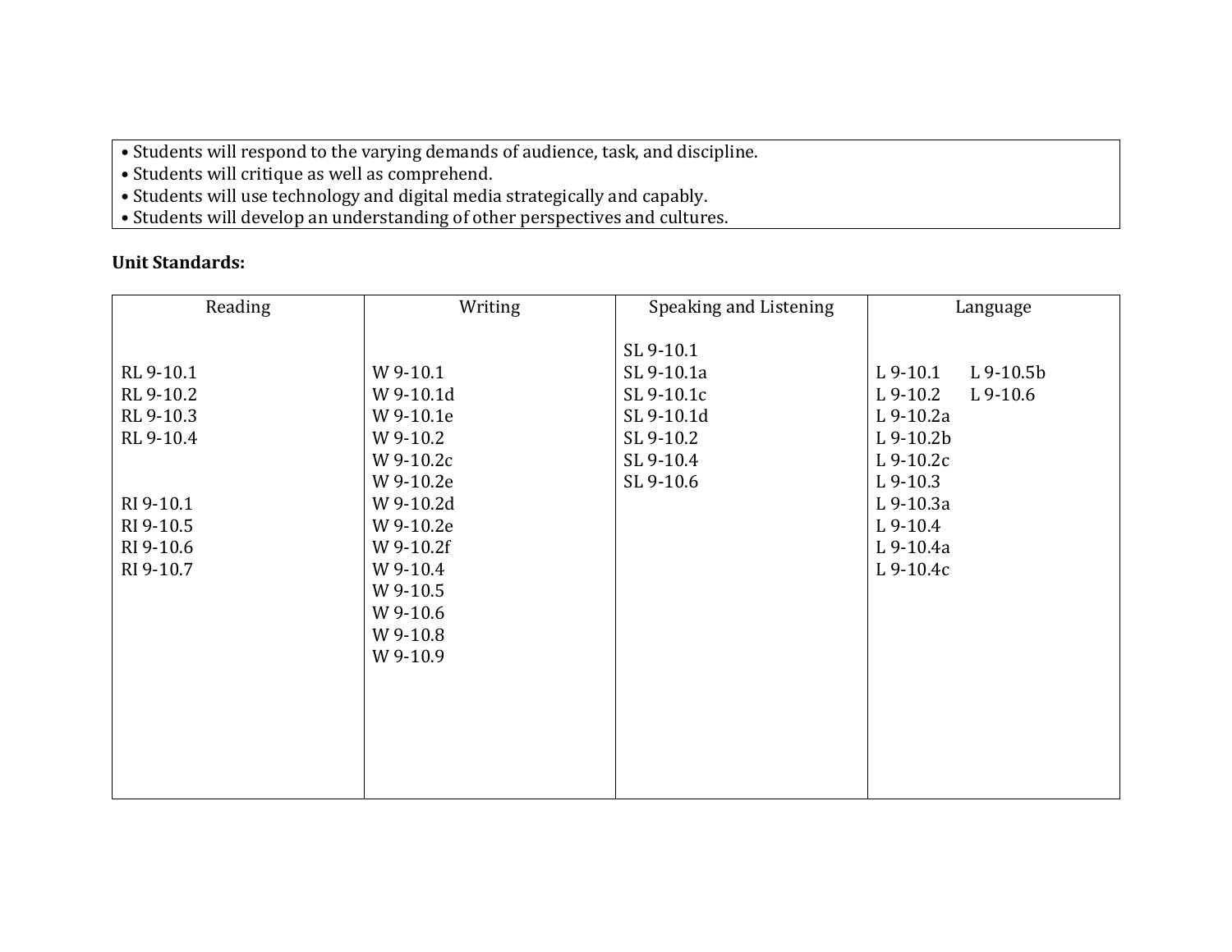| • Students will respond to the varying demands of audience, task, and discipline.<br>• Students will critique as well as comprehend.<br>• Students will use technology and digital media strategically and capably.<br>• Students will develop an understanding of other perspectives and cultures. |
|---|

**Unit Standards:**

| Reading | Writing | Speaking and Listening | Language |
|---|---|---|---|
| RL 9-10.1<br>RL 9-10.2<br>RL 9-10.3<br>RL 9-10.4<br><br>RI 9-10.1<br>RI 9-10.5<br>RI 9-10.6<br>RI 9-10.7 | W 9-10.1<br>W 9-10.1d<br>W 9-10.1e<br>W 9-10.2<br>W 9-10.2c<br>W 9-10.2e<br>W 9-10.2d<br>W 9-10.2e<br>W 9-10.2f<br>W 9-10.4<br>W 9-10.5<br>W 9-10.6<br>W 9-10.8<br>W 9-10.9 | SL 9-10.1<br>SL 9-10.1a<br>SL 9-10.1c<br>SL 9-10.1d<br>SL 9-10.2<br>SL 9-10.4<br>SL 9-10.6 | L 9-10.1<br>L 9-10.2<br>L 9-10.2a<br>L 9-10.2b<br>L 9-10.2c<br>L 9-10.3<br>L 9-10.3a<br>L 9-10.4<br>L 9-10.4a<br>L 9-10.4c<br>L 9-10.5b<br>L 9-10.6 |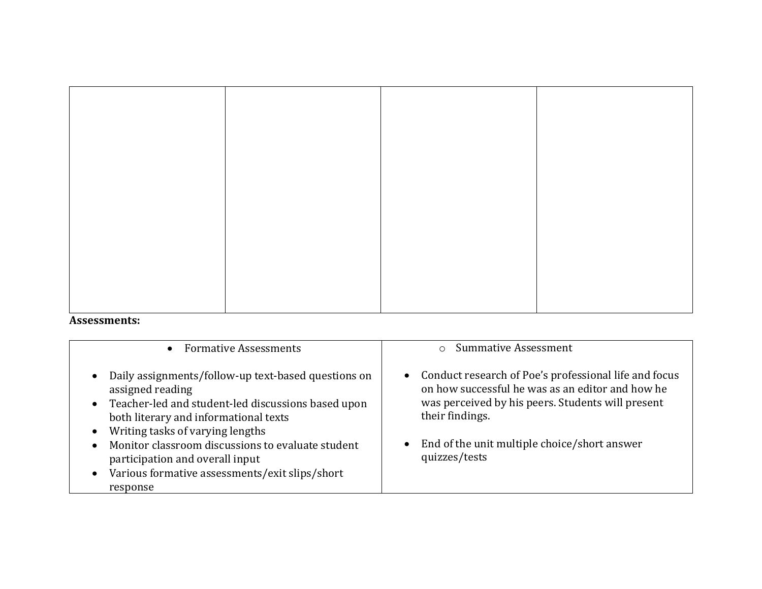| | | | |
|---|---|---|---|
| | | | |

**Assessments:**

| • Formative Assessments | ○ Summative Assessment |
|---|---|
| • Daily assignments/follow-up text-based questions on assigned reading<br>• Teacher-led and student-led discussions based upon both literary and informational texts<br>• Writing tasks of varying lengths<br>• Monitor classroom discussions to evaluate student participation and overall input<br>• Various formative assessments/exit slips/short response | • Conduct research of Poe's professional life and focus on how successful he was as an editor and how he was perceived by his peers. Students will present their findings.<br><br>• End of the unit multiple choice/short answer quizzes/tests |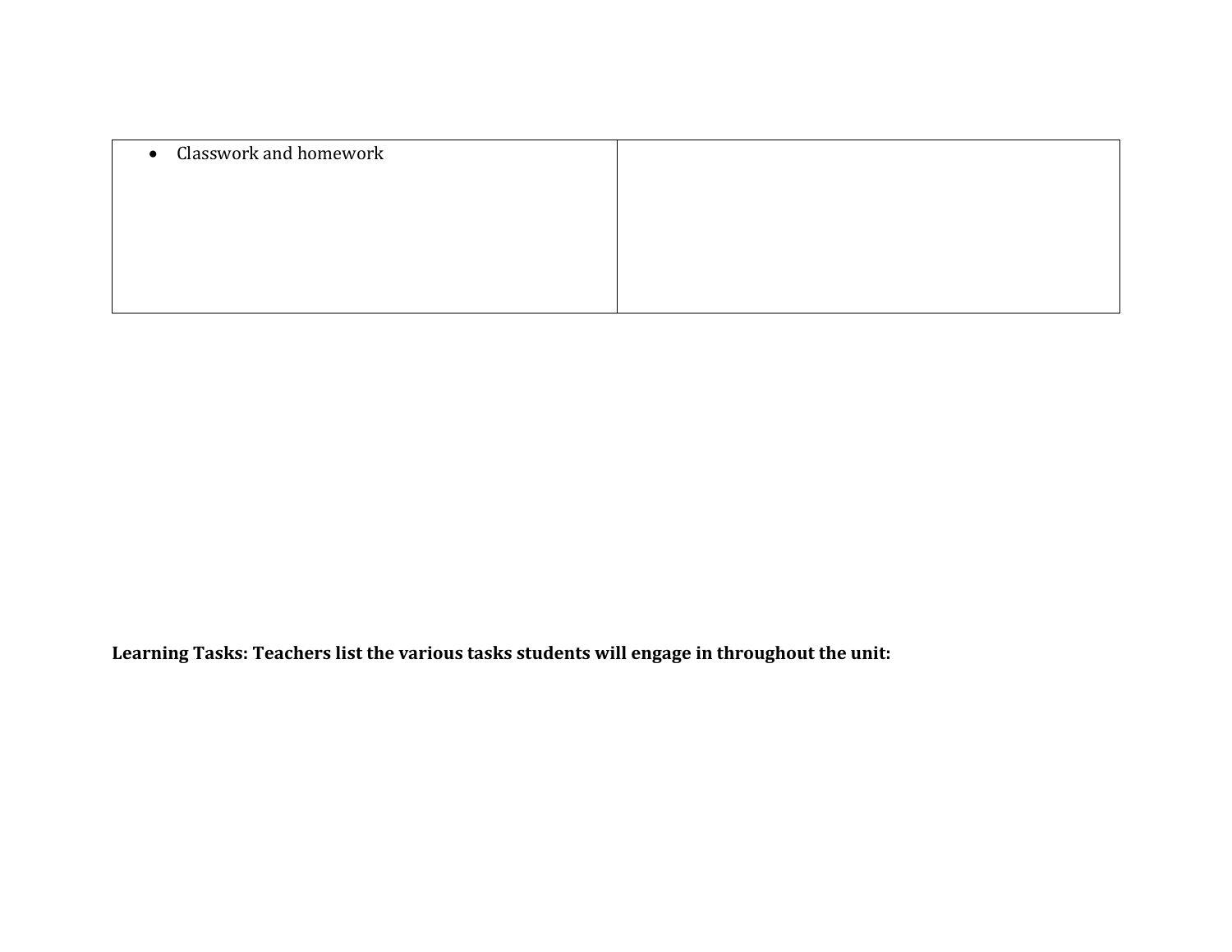| | |
|---|---|
| • Classwork and homework | |

**Learning Tasks: Teachers list the various tasks students will engage in throughout the unit:**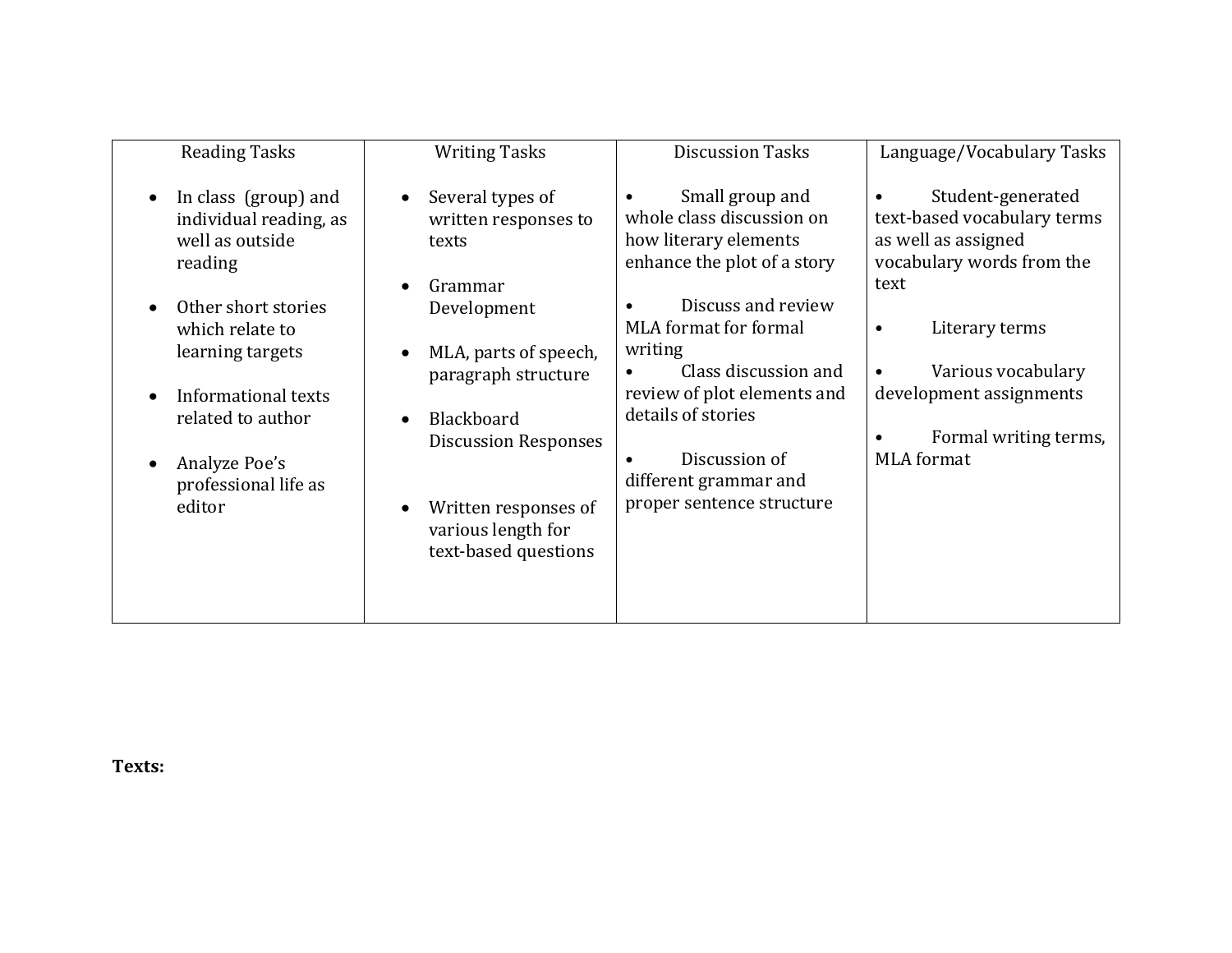| Reading Tasks | Writing Tasks | Discussion Tasks | Language/Vocabulary Tasks |
|---|---|---|---|
| • In class (group) and individual reading, as well as outside reading<br><br>• Other short stories which relate to learning targets<br><br>• Informational texts related to author<br><br>• Analyze Poe's professional life as editor | • Several types of written responses to texts<br><br>• Grammar Development<br><br>• MLA, parts of speech, paragraph structure<br><br>• Blackboard Discussion Responses<br><br>• Written responses of various length for text-based questions | • Small group and whole class discussion on how literary elements enhance the plot of a story<br><br>• Discuss and review MLA format for formal writing<br>• Class discussion and review of plot elements and details of stories<br><br>• Discussion of different grammar and proper sentence structure | • Student-generated text-based vocabulary terms as well as assigned vocabulary words from the text<br><br>• Literary terms<br><br>• Various vocabulary development assignments<br><br>• Formal writing terms, MLA format |

**Texts:**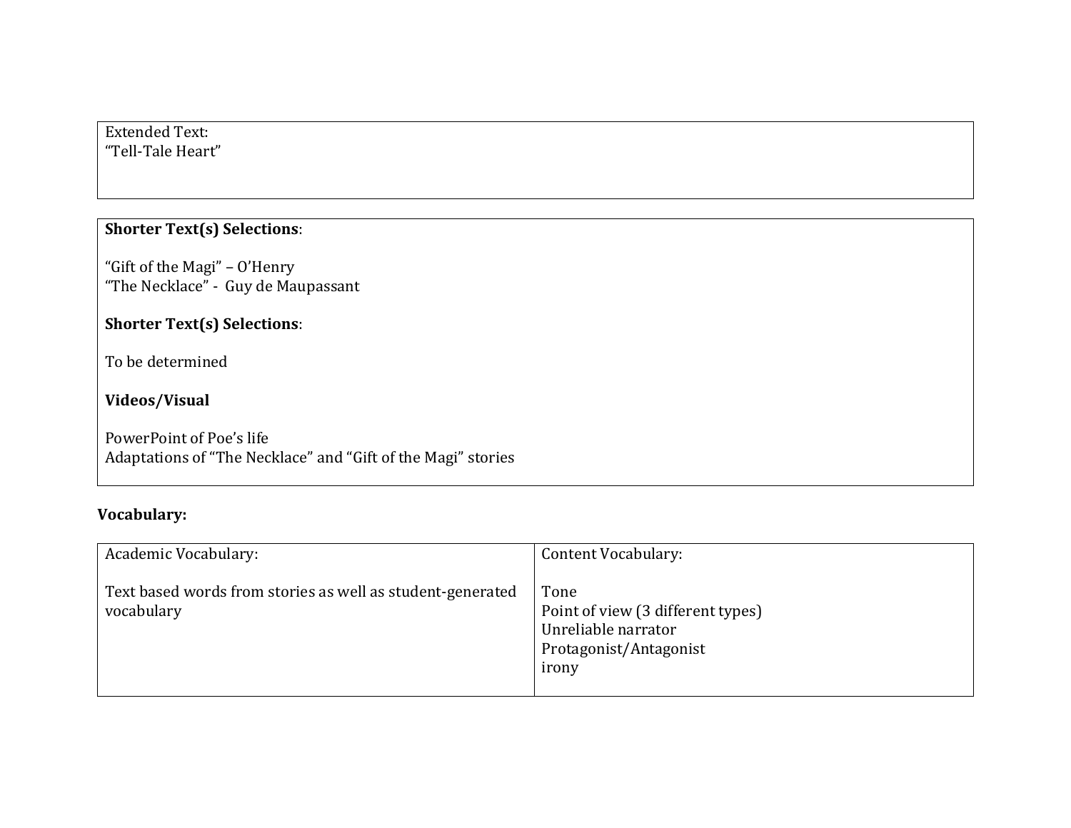Extended Text:
“Tell-Tale Heart”

**Shorter Text(s) Selections**:

“Gift of the Magi” – O’Henry
“The Necklace” - Guy de Maupassant

**Shorter Text(s) Selections**:

To be determined

**Videos/Visual**

PowerPoint of Poe’s life
Adaptations of “The Necklace” and “Gift of the Magi” stories

**Vocabulary:**

| Academic Vocabulary: | Content Vocabulary: |
| --- | --- |
| Text based words from stories as well as student-generated vocabulary | Tone<br>Point of view (3 different types)<br>Unreliable narrator<br>Protagonist/Antagonist<br>irony |